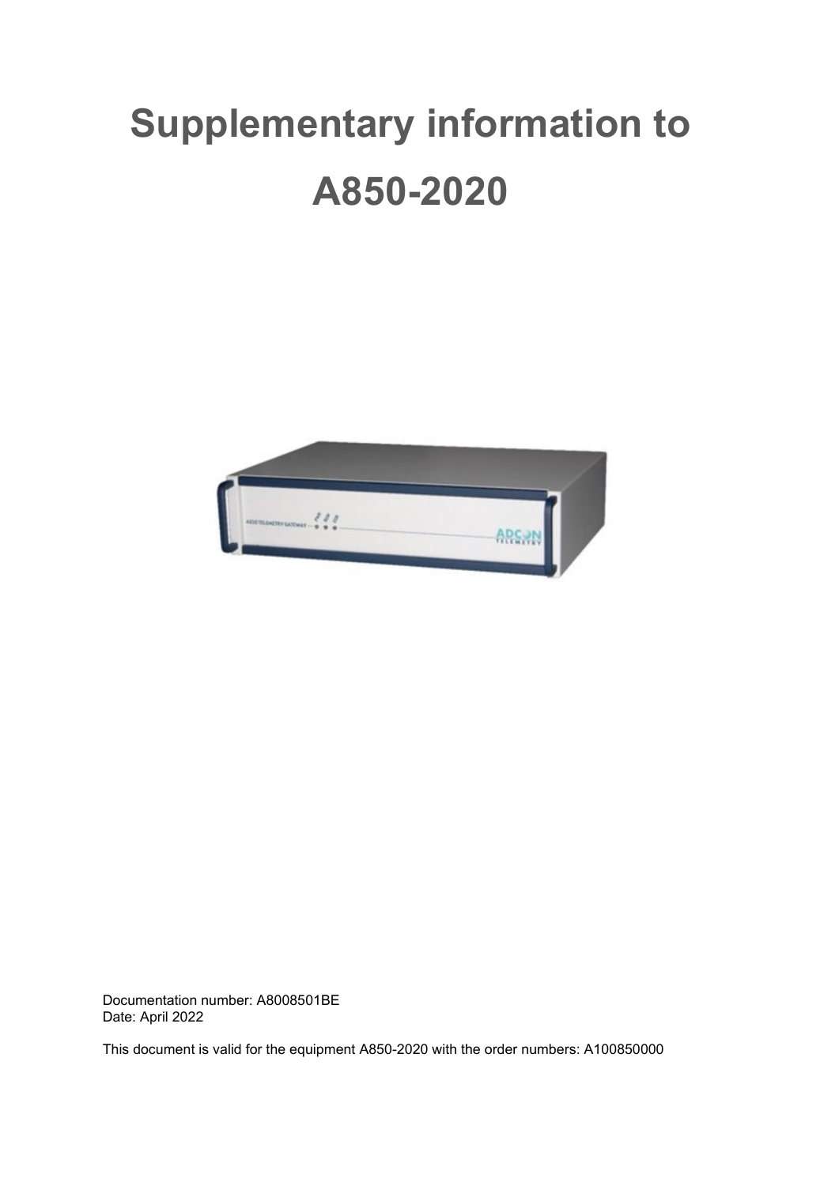# Supplementary information to A850-2020

Documentation number: A8008501BE
Date: April 2022

This document is valid for the equipment A850-2020 with the order numbers: A100850000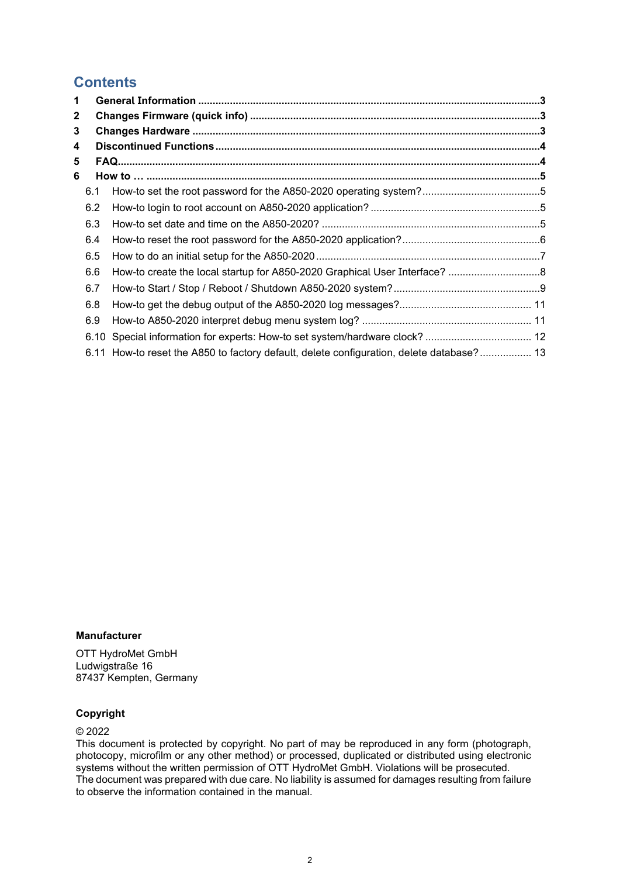# Contents

| | | |
|---|---|---|
| **1** | **General Information** | **3** |
| **2** | **Changes Firmware (quick info)** | **3** |
| **3** | **Changes Hardware** | **3** |
| **4** | **Discontinued Functions** | **4** |
| **5** | **FAQ** | **4** |
| **6** | **How to …** | **5** |
| 6.1 | How-to set the root password for the A850-2020 operating system? | 5 |
| 6.2 | How-to login to root account on A850-2020 application? | 5 |
| 6.3 | How-to set date and time on the A850-2020? | 5 |
| 6.4 | How-to reset the root password for the A850-2020 application? | 6 |
| 6.5 | How to do an initial setup for the A850-2020 | 7 |
| 6.6 | How-to create the local startup for A850-2020 Graphical User Interface? | 8 |
| 6.7 | How-to Start / Stop / Reboot / Shutdown A850-2020 system? | 9 |
| 6.8 | How-to get the debug output of the A850-2020 log messages? | 11 |
| 6.9 | How-to A850-2020 interpret debug menu system log? | 11 |
| 6.10 | Special information for experts: How-to set system/hardware clock? | 12 |
| 6.11 | How-to reset the A850 to factory default, delete configuration, delete database? | 13 |

**Manufacturer**

OTT HydroMet GmbH
Ludwigstraße 16
87437 Kempten, Germany

**Copyright**

© 2022
This document is protected by copyright. No part of may be reproduced in any form (photograph, photocopy, microfilm or any other method) or processed, duplicated or distributed using electronic systems without the written permission of OTT HydroMet GmbH. Violations will be prosecuted.
The document was prepared with due care. No liability is assumed for damages resulting from failure to observe the information contained in the manual.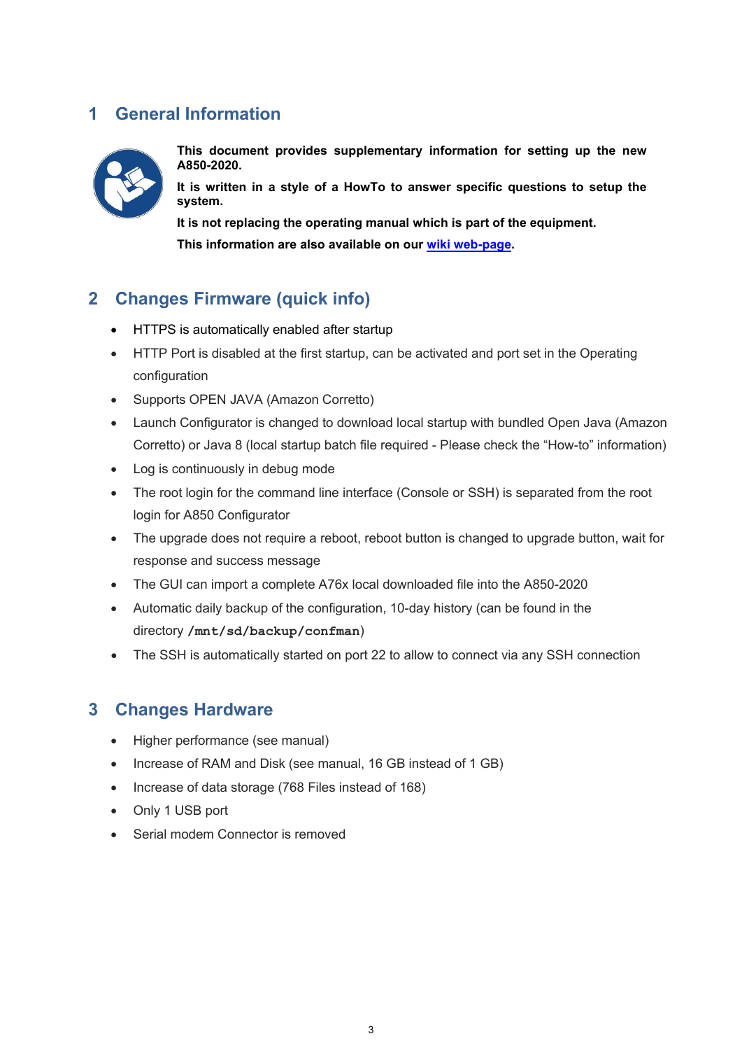# 1 General Information

**This document provides supplementary information for setting up the new A850-2020.**

**It is written in a style of a HowTo to answer specific questions to setup the system.**

**It is not replacing the operating manual which is part of the equipment.**

**This information are also available on our wiki web-page.**

# 2 Changes Firmware (quick info)

- HTTPS is automatically enabled after startup
- HTTP Port is disabled at the first startup, can be activated and port set in the Operating configuration
- Supports OPEN JAVA (Amazon Corretto)
- Launch Configurator is changed to download local startup with bundled Open Java (Amazon Corretto) or Java 8 (local startup batch file required - Please check the "How-to" information)
- Log is continuously in debug mode
- The root login for the command line interface (Console or SSH) is separated from the root login for A850 Configurator
- The upgrade does not require a reboot, reboot button is changed to upgrade button, wait for response and success message
- The GUI can import a complete A76x local downloaded file into the A850-2020
- Automatic daily backup of the configuration, 10-day history (can be found in the directory `/mnt/sd/backup/confman`)
- The SSH is automatically started on port 22 to allow to connect via any SSH connection

# 3 Changes Hardware

- Higher performance (see manual)
- Increase of RAM and Disk (see manual, 16 GB instead of 1 GB)
- Increase of data storage (768 Files instead of 168)
- Only 1 USB port
- Serial modem Connector is removed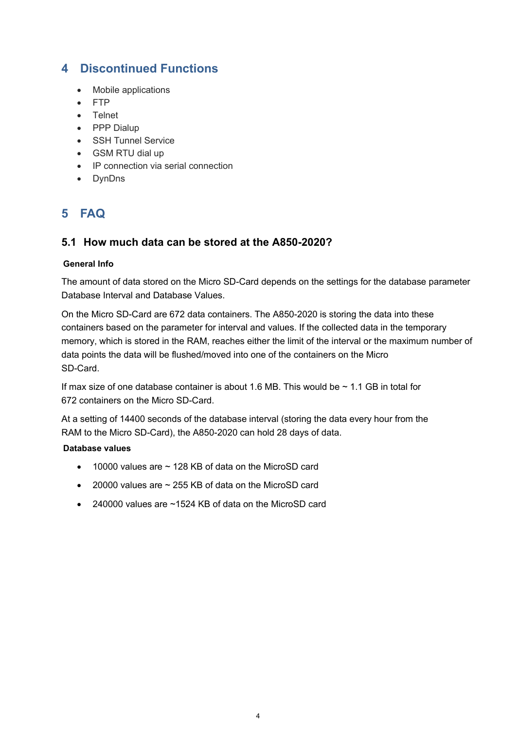# 4 Discontinued Functions

- Mobile applications
- FTP
- Telnet
- PPP Dialup
- SSH Tunnel Service
- GSM RTU dial up
- IP connection via serial connection
- DynDns

# 5 FAQ

## 5.1 How much data can be stored at the A850-2020?

**General Info**

The amount of data stored on the Micro SD-Card depends on the settings for the database parameter Database Interval and Database Values.

On the Micro SD-Card are 672 data containers. The A850-2020 is storing the data into these containers based on the parameter for interval and values. If the collected data in the temporary memory, which is stored in the RAM, reaches either the limit of the interval or the maximum number of data points the data will be flushed/moved into one of the containers on the Micro SD-Card.

If max size of one database container is about 1.6 MB. This would be ~ 1.1 GB in total for 672 containers on the Micro SD-Card.

At a setting of 14400 seconds of the database interval (storing the data every hour from the RAM to the Micro SD-Card), the A850-2020 can hold 28 days of data.

**Database values**

- 10000 values are ~ 128 KB of data on the MicroSD card
- 20000 values are ~ 255 KB of data on the MicroSD card
- 240000 values are ~1524 KB of data on the MicroSD card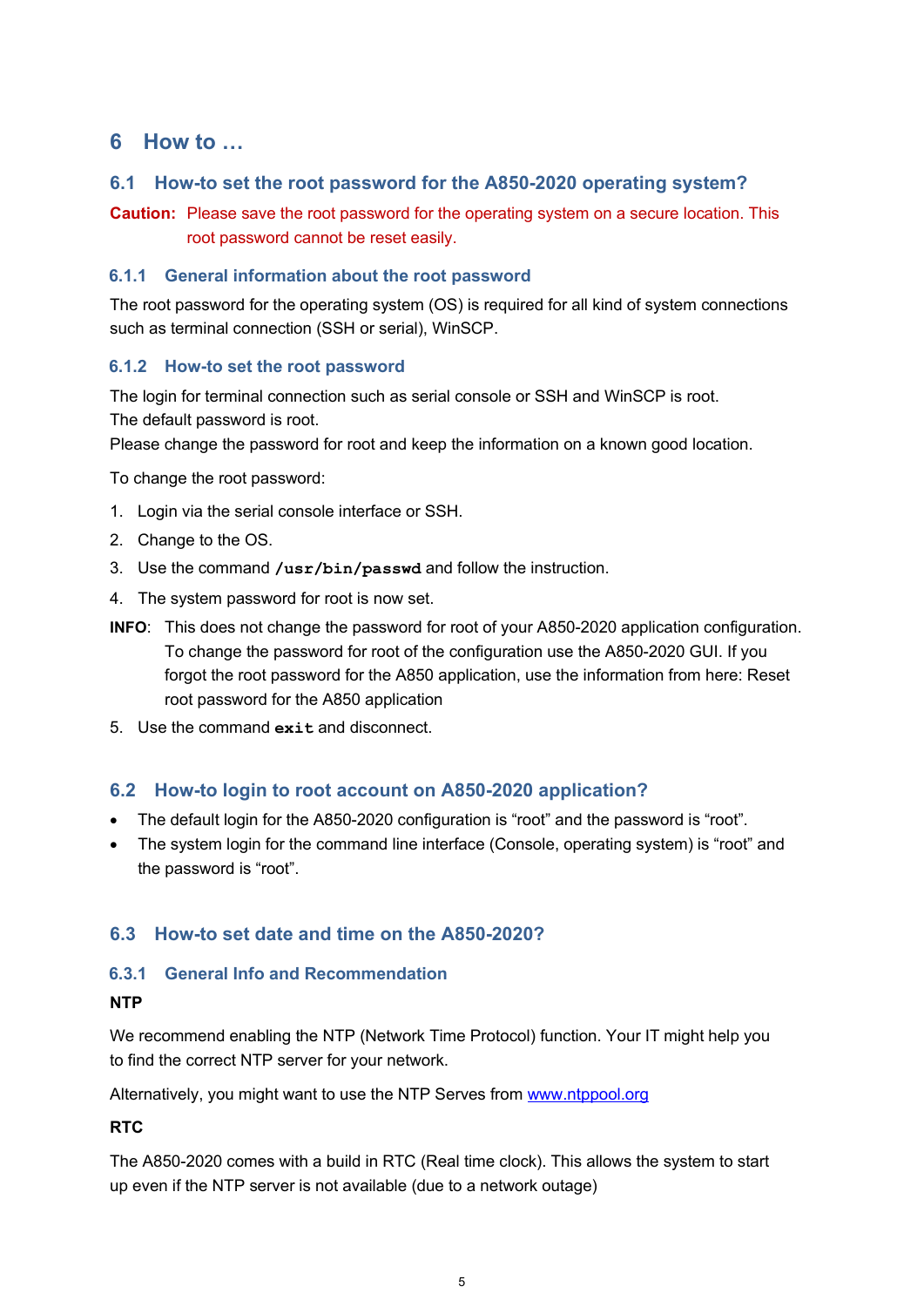# 6 How to …

## 6.1 How-to set the root password for the A850-2020 operating system?

**Caution:** Please save the root password for the operating system on a secure location. This root password cannot be reset easily.

### 6.1.1 General information about the root password

The root password for the operating system (OS) is required for all kind of system connections such as terminal connection (SSH or serial), WinSCP.

### 6.1.2 How-to set the root password

The login for terminal connection such as serial console or SSH and WinSCP is root.
The default password is root.
Please change the password for root and keep the information on a known good location.

To change the root password:

1. Login via the serial console interface or SSH.
2. Change to the OS.
3. Use the command **`/usr/bin/passwd`** and follow the instruction.
4. The system password for root is now set.

**INFO**: This does not change the password for root of your A850-2020 application configuration. To change the password for root of the configuration use the A850-2020 GUI. If you forgot the root password for the A850 application, use the information from here: Reset root password for the A850 application

5. Use the command **`exit`** and disconnect.

## 6.2 How-to login to root account on A850-2020 application?

- The default login for the A850-2020 configuration is “root” and the password is “root”.
- The system login for the command line interface (Console, operating system) is “root” and the password is “root”.

## 6.3 How-to set date and time on the A850-2020?

### 6.3.1 General Info and Recommendation

**NTP**

We recommend enabling the NTP (Network Time Protocol) function. Your IT might help you to find the correct NTP server for your network.

Alternatively, you might want to use the NTP Serves from [www.ntppool.org](www.ntppool.org)

**RTC**

The A850-2020 comes with a build in RTC (Real time clock). This allows the system to start up even if the NTP server is not available (due to a network outage)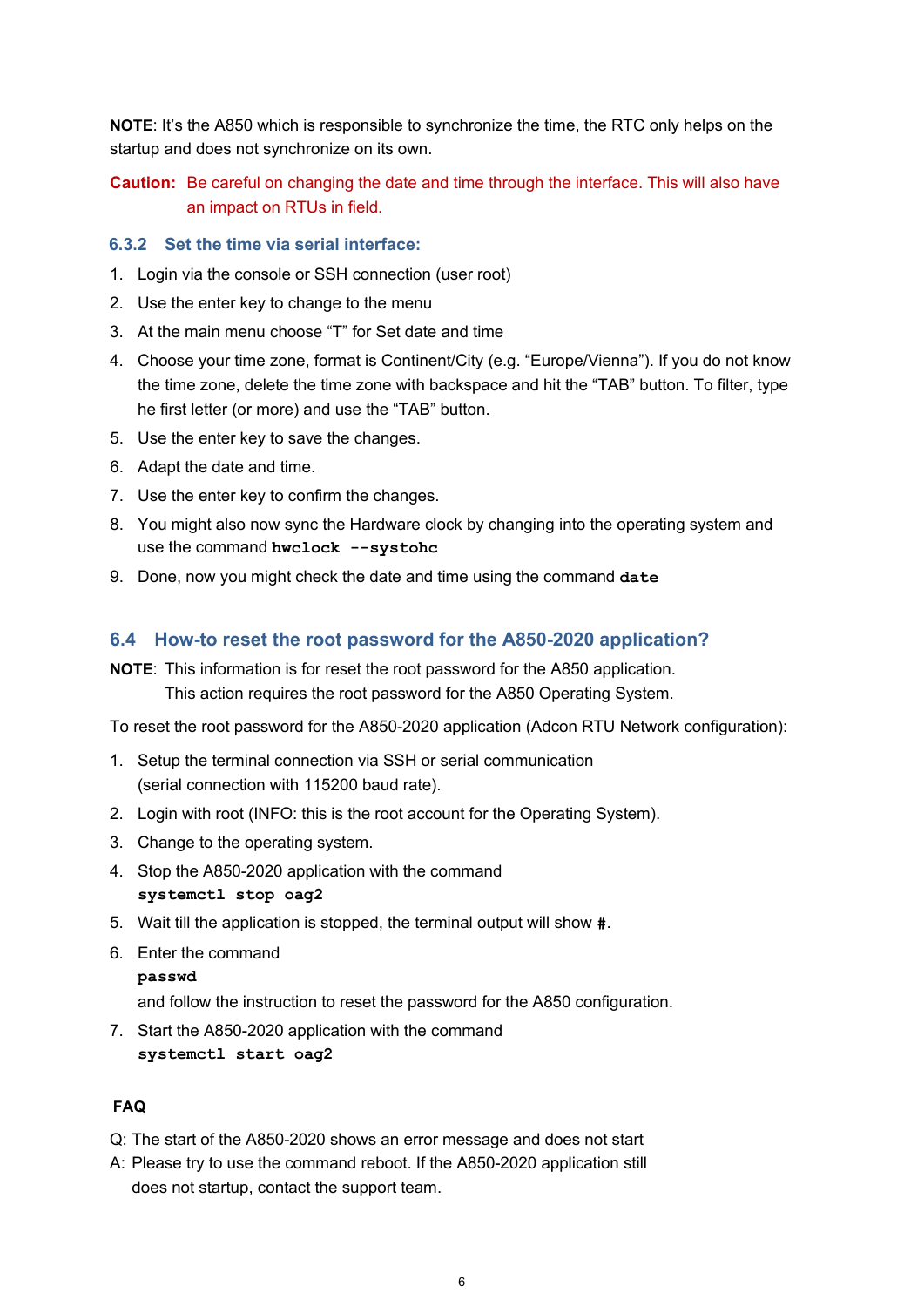**NOTE**: It's the A850 which is responsible to synchronize the time, the RTC only helps on the startup and does not synchronize on its own.

**Caution:** Be careful on changing the date and time through the interface. This will also have an impact on RTUs in field.

### 6.3.2 Set the time via serial interface:

1. Login via the console or SSH connection (user root)
2. Use the enter key to change to the menu
3. At the main menu choose "T" for Set date and time
4. Choose your time zone, format is Continent/City (e.g. "Europe/Vienna"). If you do not know the time zone, delete the time zone with backspace and hit the "TAB" button. To filter, type he first letter (or more) and use the "TAB" button.
5. Use the enter key to save the changes.
6. Adapt the date and time.
7. Use the enter key to confirm the changes.
8. You might also now sync the Hardware clock by changing into the operating system and use the command **`hwclock --systohc`**
9. Done, now you might check the date and time using the command **`date`**

## 6.4 How-to reset the root password for the A850-2020 application?

**NOTE**: This information is for reset the root password for the A850 application.
This action requires the root password for the A850 Operating System.

To reset the root password for the A850-2020 application (Adcon RTU Network configuration):

1. Setup the terminal connection via SSH or serial communication (serial connection with 115200 baud rate).
2. Login with root (INFO: this is the root account for the Operating System).
3. Change to the operating system.
4. Stop the A850-2020 application with the command
   **`systemctl stop oag2`**
5. Wait till the application is stopped, the terminal output will show **#**.
6. Enter the command
   **`passwd`**
   and follow the instruction to reset the password for the A850 configuration.
7. Start the A850-2020 application with the command
   **`systemctl start oag2`**

**FAQ**

Q: The start of the A850-2020 shows an error message and does not start
A: Please try to use the command reboot. If the A850-2020 application still does not startup, contact the support team.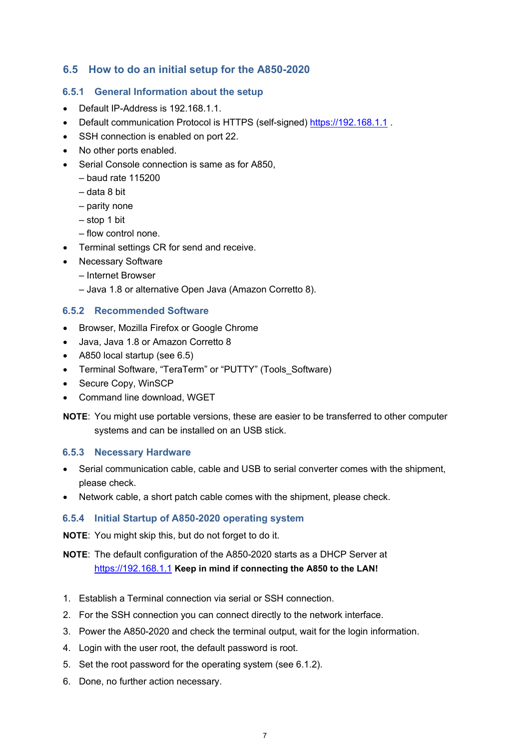## 6.5 How to do an initial setup for the A850-2020

### 6.5.1 General Information about the setup

- Default IP-Address is 192.168.1.1.
- Default communication Protocol is HTTPS (self-signed) https://192.168.1.1 .
- SSH connection is enabled on port 22.
- No other ports enabled.
- Serial Console connection is same as for A850,
  - – baud rate 115200
  - – data 8 bit
  - – parity none
  - – stop 1 bit
  - – flow control none.
- Terminal settings CR for send and receive.
- Necessary Software
  - – Internet Browser
  - – Java 1.8 or alternative Open Java (Amazon Corretto 8).

### 6.5.2 Recommended Software

- Browser, Mozilla Firefox or Google Chrome
- Java, Java 1.8 or Amazon Corretto 8
- A850 local startup (see 6.5)
- Terminal Software, “TeraTerm” or “PUTTY” (Tools_Software)
- Secure Copy, WinSCP
- Command line download, WGET

**NOTE**: You might use portable versions, these are easier to be transferred to other computer systems and can be installed on an USB stick.

### 6.5.3 Necessary Hardware

- Serial communication cable, cable and USB to serial converter comes with the shipment, please check.
- Network cable, a short patch cable comes with the shipment, please check.

### 6.5.4 Initial Startup of A850-2020 operating system

**NOTE**: You might skip this, but do not forget to do it.

**NOTE**: The default configuration of the A850-2020 starts as a DHCP Server at https://192.168.1.1 **Keep in mind if connecting the A850 to the LAN!**

1. Establish a Terminal connection via serial or SSH connection.
2. For the SSH connection you can connect directly to the network interface.
3. Power the A850-2020 and check the terminal output, wait for the login information.
4. Login with the user root, the default password is root.
5. Set the root password for the operating system (see 6.1.2).
6. Done, no further action necessary.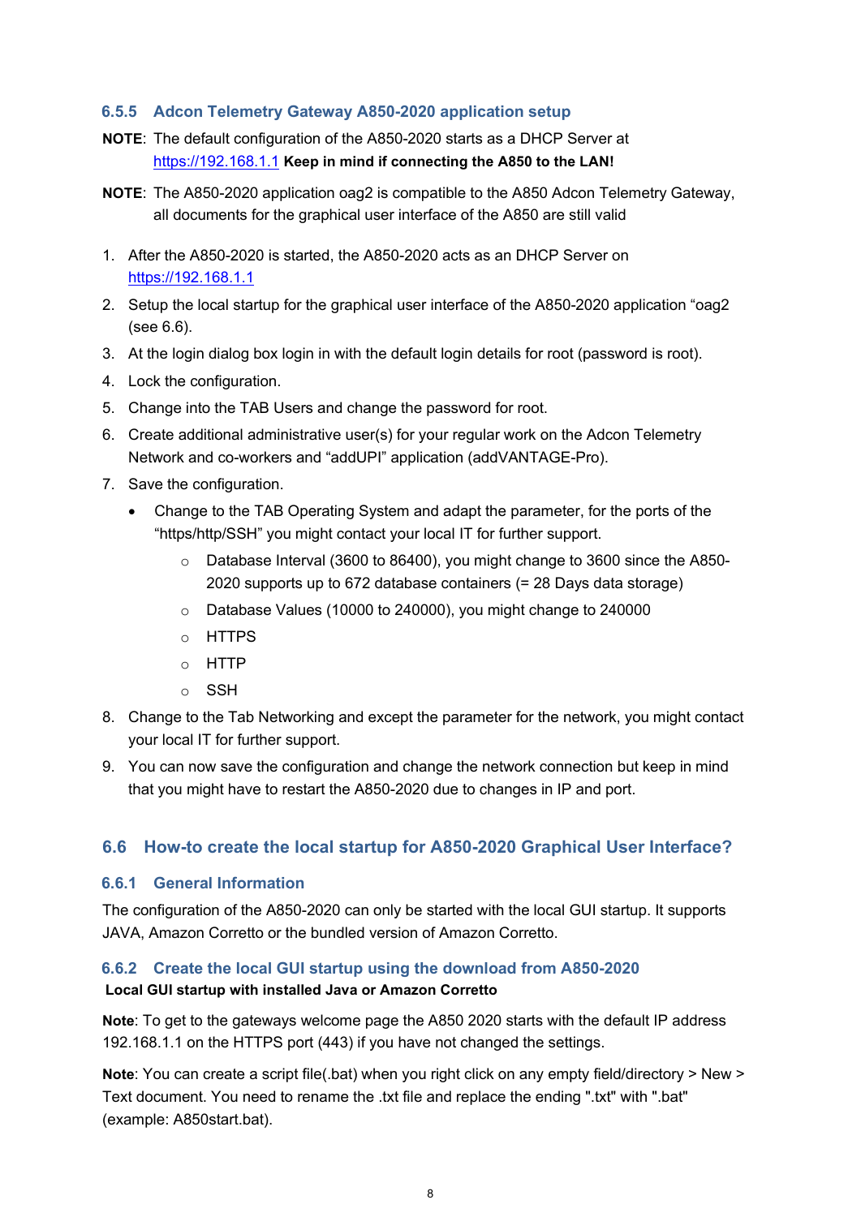### 6.5.5 Adcon Telemetry Gateway A850-2020 application setup

**NOTE**: The default configuration of the A850-2020 starts as a DHCP Server at https://192.168.1.1 **Keep in mind if connecting the A850 to the LAN!**

**NOTE**: The A850-2020 application oag2 is compatible to the A850 Adcon Telemetry Gateway, all documents for the graphical user interface of the A850 are still valid

1. After the A850-2020 is started, the A850-2020 acts as an DHCP Server on https://192.168.1.1
2. Setup the local startup for the graphical user interface of the A850-2020 application "oag2 (see 6.6).
3. At the login dialog box login in with the default login details for root (password is root).
4. Lock the configuration.
5. Change into the TAB Users and change the password for root.
6. Create additional administrative user(s) for your regular work on the Adcon Telemetry Network and co-workers and "addUPI" application (addVANTAGE-Pro).
7. Save the configuration.
   - Change to the TAB Operating System and adapt the parameter, for the ports of the "https/http/SSH" you might contact your local IT for further support.
     - Database Interval (3600 to 86400), you might change to 3600 since the A850-2020 supports up to 672 database containers (= 28 Days data storage)
     - Database Values (10000 to 240000), you might change to 240000
     - HTTPS
     - HTTP
     - SSH
8. Change to the Tab Networking and except the parameter for the network, you might contact your local IT for further support.
9. You can now save the configuration and change the network connection but keep in mind that you might have to restart the A850-2020 due to changes in IP and port.

## 6.6 How-to create the local startup for A850-2020 Graphical User Interface?

### 6.6.1 General Information

The configuration of the A850-2020 can only be started with the local GUI startup. It supports JAVA, Amazon Corretto or the bundled version of Amazon Corretto.

### 6.6.2 Create the local GUI startup using the download from A850-2020

**Local GUI startup with installed Java or Amazon Corretto**

**Note**: To get to the gateways welcome page the A850 2020 starts with the default IP address 192.168.1.1 on the HTTPS port (443) if you have not changed the settings.

**Note**: You can create a script file(.bat) when you right click on any empty field/directory > New > Text document. You need to rename the .txt file and replace the ending ".txt" with ".bat" (example: A850start.bat).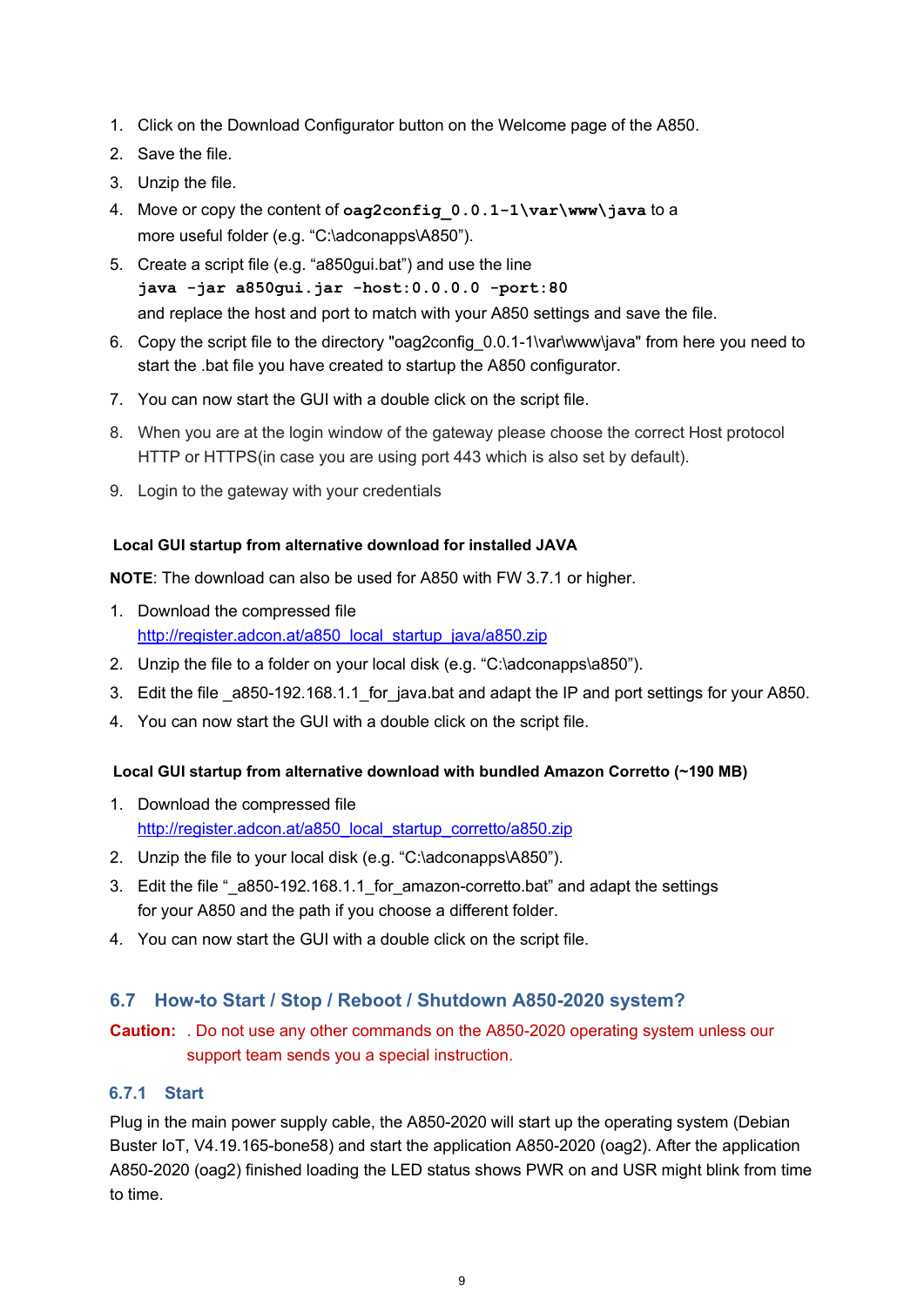1. Click on the Download Configurator button on the Welcome page of the A850.
2. Save the file.
3. Unzip the file.
4. Move or copy the content of **`oag2config_0.0.1-1\var\www\java`** to a more useful folder (e.g. "C:\adconapps\A850").
5. Create a script file (e.g. "a850gui.bat") and use the line
   **`java -jar a850gui.jar -host:0.0.0.0 -port:80`**
   and replace the host and port to match with your A850 settings and save the file.
6. Copy the script file to the directory "oag2config_0.0.1-1\var\www\java" from here you need to start the .bat file you have created to startup the A850 configurator.
7. You can now start the GUI with a double click on the script file.
8. When you are at the login window of the gateway please choose the correct Host protocol HTTP or HTTPS(in case you are using port 443 which is also set by default).
9. Login to the gateway with your credentials

**Local GUI startup from alternative download for installed JAVA**

**NOTE**: The download can also be used for A850 with FW 3.7.1 or higher.

1. Download the compressed file
   http://register.adcon.at/a850_local_startup_java/a850.zip
2. Unzip the file to a folder on your local disk (e.g. "C:\adconapps\a850").
3. Edit the file _a850-192.168.1.1_for_java.bat and adapt the IP and port settings for your A850.
4. You can now start the GUI with a double click on the script file.

**Local GUI startup from alternative download with bundled Amazon Corretto (~190 MB)**

1. Download the compressed file
   http://register.adcon.at/a850_local_startup_corretto/a850.zip
2. Unzip the file to your local disk (e.g. "C:\adconapps\A850").
3. Edit the file "_a850-192.168.1.1_for_amazon-corretto.bat" and adapt the settings for your A850 and the path if you choose a different folder.
4. You can now start the GUI with a double click on the script file.

## 6.7 How-to Start / Stop / Reboot / Shutdown A850-2020 system?

**Caution:** . Do not use any other commands on the A850-2020 operating system unless our support team sends you a special instruction.

### 6.7.1 Start

Plug in the main power supply cable, the A850-2020 will start up the operating system (Debian Buster IoT, V4.19.165-bone58) and start the application A850-2020 (oag2). After the application A850-2020 (oag2) finished loading the LED status shows PWR on and USR might blink from time to time.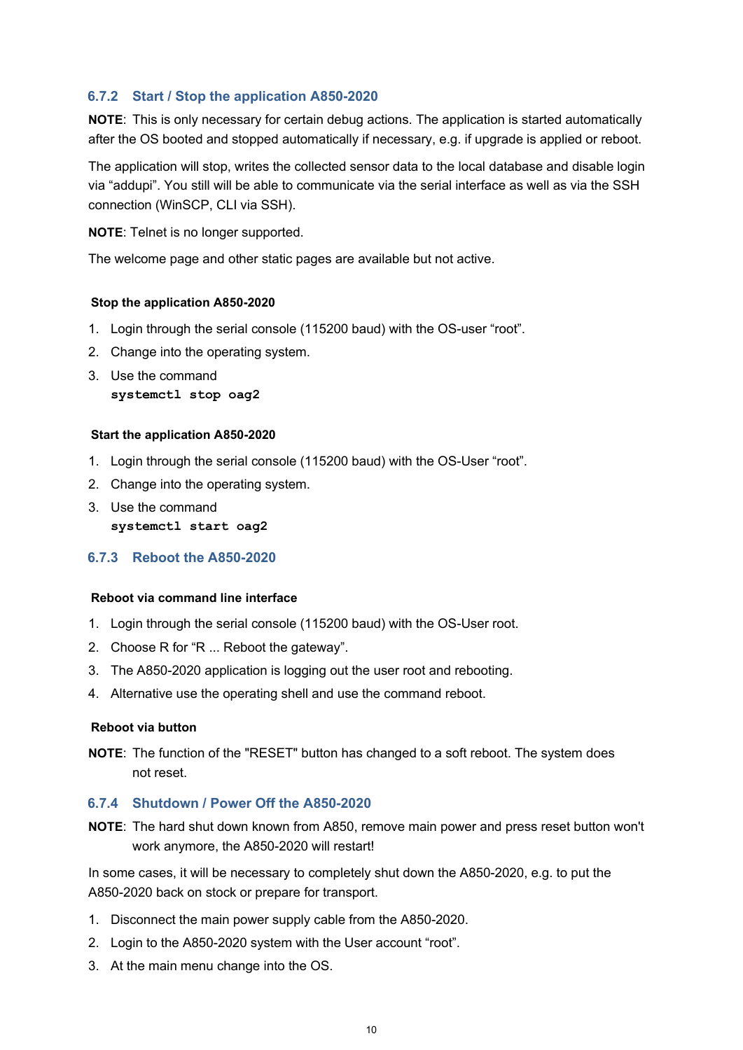### 6.7.2 Start / Stop the application A850-2020

**NOTE**: This is only necessary for certain debug actions. The application is started automatically after the OS booted and stopped automatically if necessary, e.g. if upgrade is applied or reboot.

The application will stop, writes the collected sensor data to the local database and disable login via “addupi”. You still will be able to communicate via the serial interface as well as via the SSH connection (WinSCP, CLI via SSH).

**NOTE**: Telnet is no longer supported.

The welcome page and other static pages are available but not active.

#### Stop the application A850-2020

1. Login through the serial console (115200 baud) with the OS-user “root”.
2. Change into the operating system.
3. Use the command
   **`systemctl stop oag2`**

#### Start the application A850-2020

1. Login through the serial console (115200 baud) with the OS-User “root”.
2. Change into the operating system.
3. Use the command
   **`systemctl start oag2`**

### 6.7.3 Reboot the A850-2020

#### Reboot via command line interface

1. Login through the serial console (115200 baud) with the OS-User root.
2. Choose R for “R ... Reboot the gateway”.
3. The A850-2020 application is logging out the user root and rebooting.
4. Alternative use the operating shell and use the command reboot.

#### Reboot via button

**NOTE**: The function of the "RESET" button has changed to a soft reboot. The system does not reset.

### 6.7.4 Shutdown / Power Off the A850-2020

**NOTE**: The hard shut down known from A850, remove main power and press reset button won't work anymore, the A850-2020 will restart!

In some cases, it will be necessary to completely shut down the A850-2020, e.g. to put the A850-2020 back on stock or prepare for transport.

1. Disconnect the main power supply cable from the A850-2020.
2. Login to the A850-2020 system with the User account “root”.
3. At the main menu change into the OS.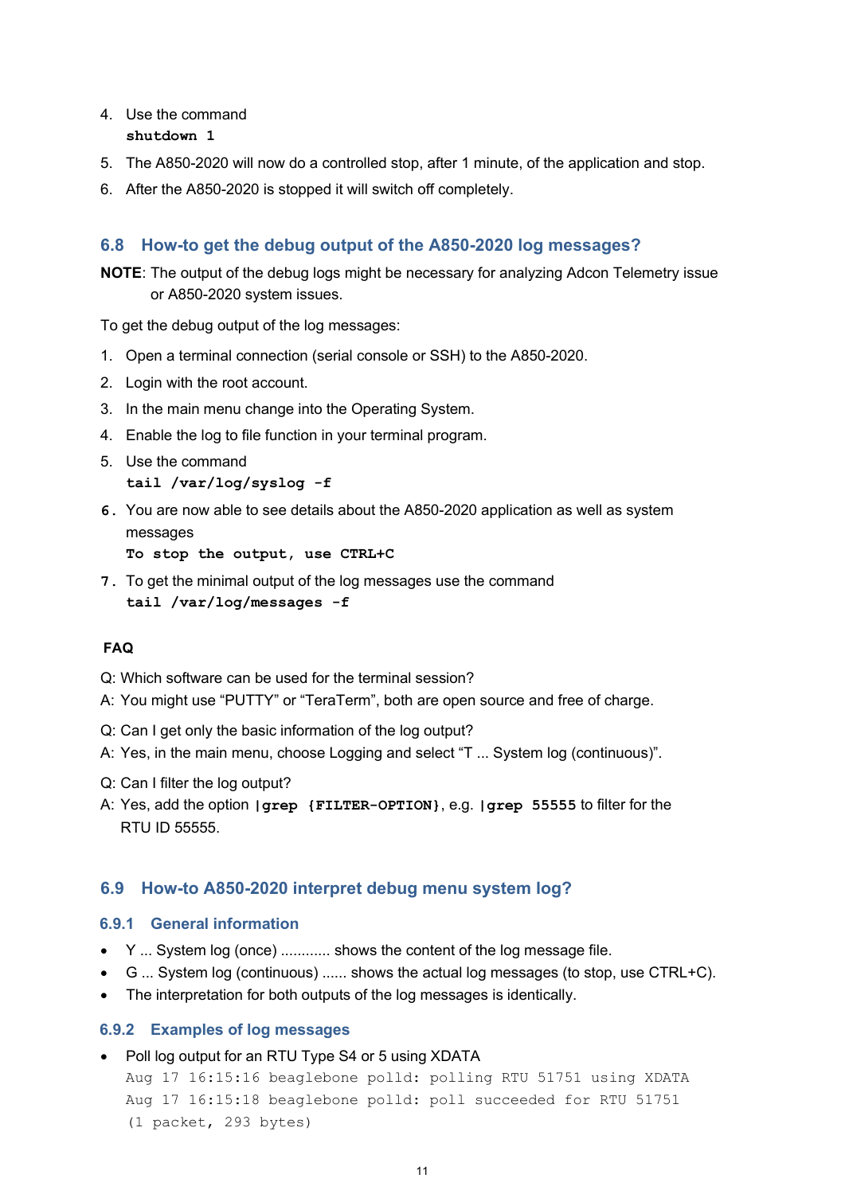4. Use the command
   **`shutdown 1`**
5. The A850-2020 will now do a controlled stop, after 1 minute, of the application and stop.
6. After the A850-2020 is stopped it will switch off completely.

## 6.8 How-to get the debug output of the A850-2020 log messages?

**NOTE**: The output of the debug logs might be necessary for analyzing Adcon Telemetry issue or A850-2020 system issues.

To get the debug output of the log messages:

1. Open a terminal connection (serial console or SSH) to the A850-2020.
2. Login with the root account.
3. In the main menu change into the Operating System.
4. Enable the log to file function in your terminal program.
5. Use the command
   **`tail /var/log/syslog -f`**
6. You are now able to see details about the A850-2020 application as well as system messages
   **To stop the output, use CTRL+C**
7. To get the minimal output of the log messages use the command
   **`tail /var/log/messages -f`**

**FAQ**

Q: Which software can be used for the terminal session?
A: You might use "PUTTY" or "TeraTerm", both are open source and free of charge.

Q: Can I get only the basic information of the log output?
A: Yes, in the main menu, choose Logging and select "T ... System log (continuous)".

Q: Can I filter the log output?
A: Yes, add the option **`|grep {FILTER-OPTION}`**, e.g. **`|grep 55555`** to filter for the RTU ID 55555.

## 6.9 How-to A850-2020 interpret debug menu system log?

### 6.9.1 General information

- Y ... System log (once) ............ shows the content of the log message file.
- G ... System log (continuous) ...... shows the actual log messages (to stop, use CTRL+C).
- The interpretation for both outputs of the log messages is identically.

### 6.9.2 Examples of log messages

- Poll log output for an RTU Type S4 or 5 using XDATA

```
Aug 17 16:15:16 beaglebone polld: polling RTU 51751 using XDATA
Aug 17 16:15:18 beaglebone polld: poll succeeded for RTU 51751
(1 packet, 293 bytes)
```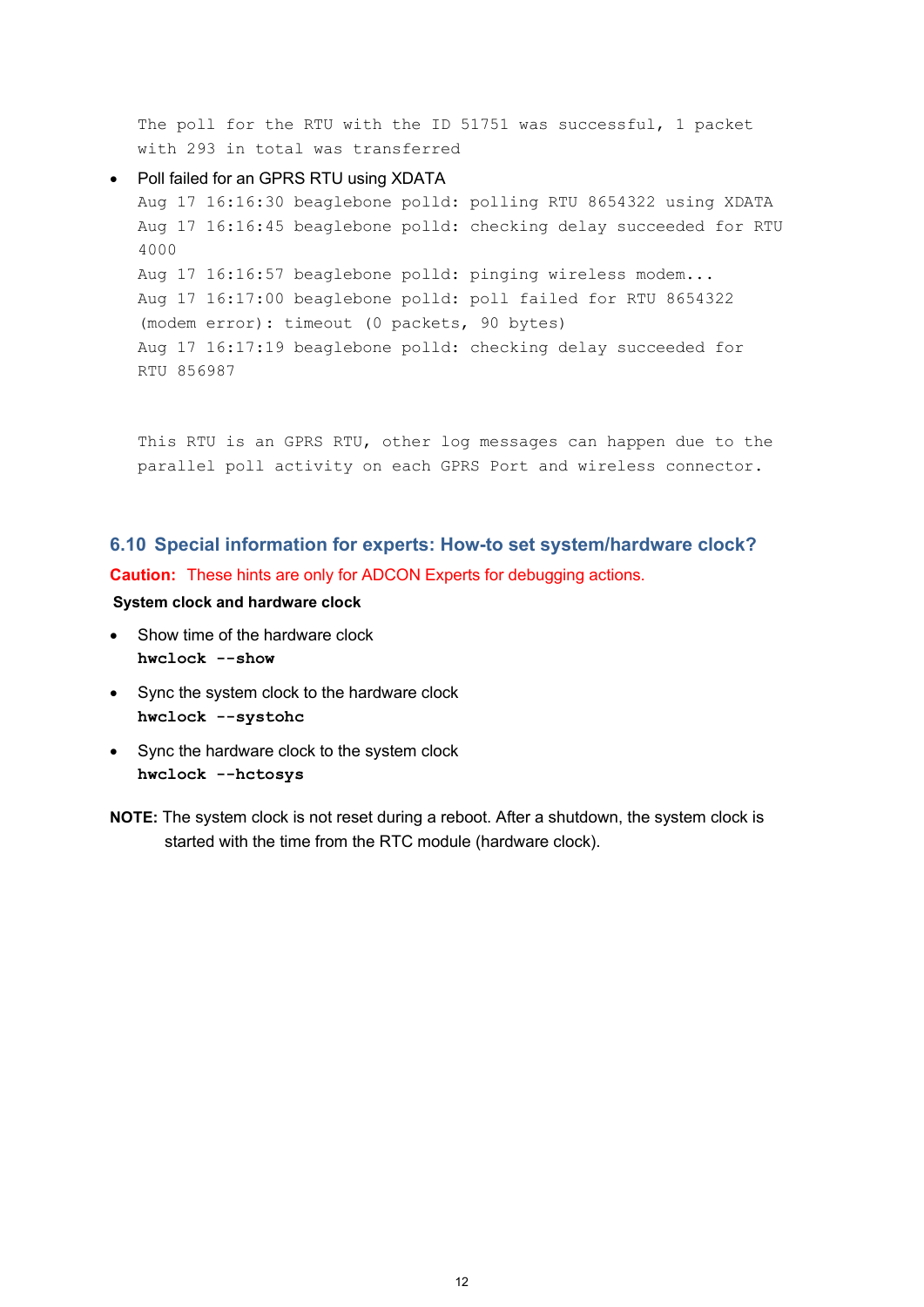```
The poll for the RTU with the ID 51751 was successful, 1 packet
with 293 in total was transferred
```

- Poll failed for an GPRS RTU using XDATA

```
Aug 17 16:16:30 beaglebone polld: polling RTU 8654322 using XDATA
Aug 17 16:16:45 beaglebone polld: checking delay succeeded for RTU
4000
Aug 17 16:16:57 beaglebone polld: pinging wireless modem...
Aug 17 16:17:00 beaglebone polld: poll failed for RTU 8654322
(modem error): timeout (0 packets, 90 bytes)
Aug 17 16:17:19 beaglebone polld: checking delay succeeded for
RTU 856987


This RTU is an GPRS RTU, other log messages can happen due to the
parallel poll activity on each GPRS Port and wireless connector.
```

## 6.10 Special information for experts: How-to set system/hardware clock?

**Caution:** These hints are only for ADCON Experts for debugging actions.

**System clock and hardware clock**

- Show time of the hardware clock
  **`hwclock --show`**
- Sync the system clock to the hardware clock
  **`hwclock --systohc`**
- Sync the hardware clock to the system clock
  **`hwclock --hctosys`**

**NOTE:** The system clock is not reset during a reboot. After a shutdown, the system clock is started with the time from the RTC module (hardware clock).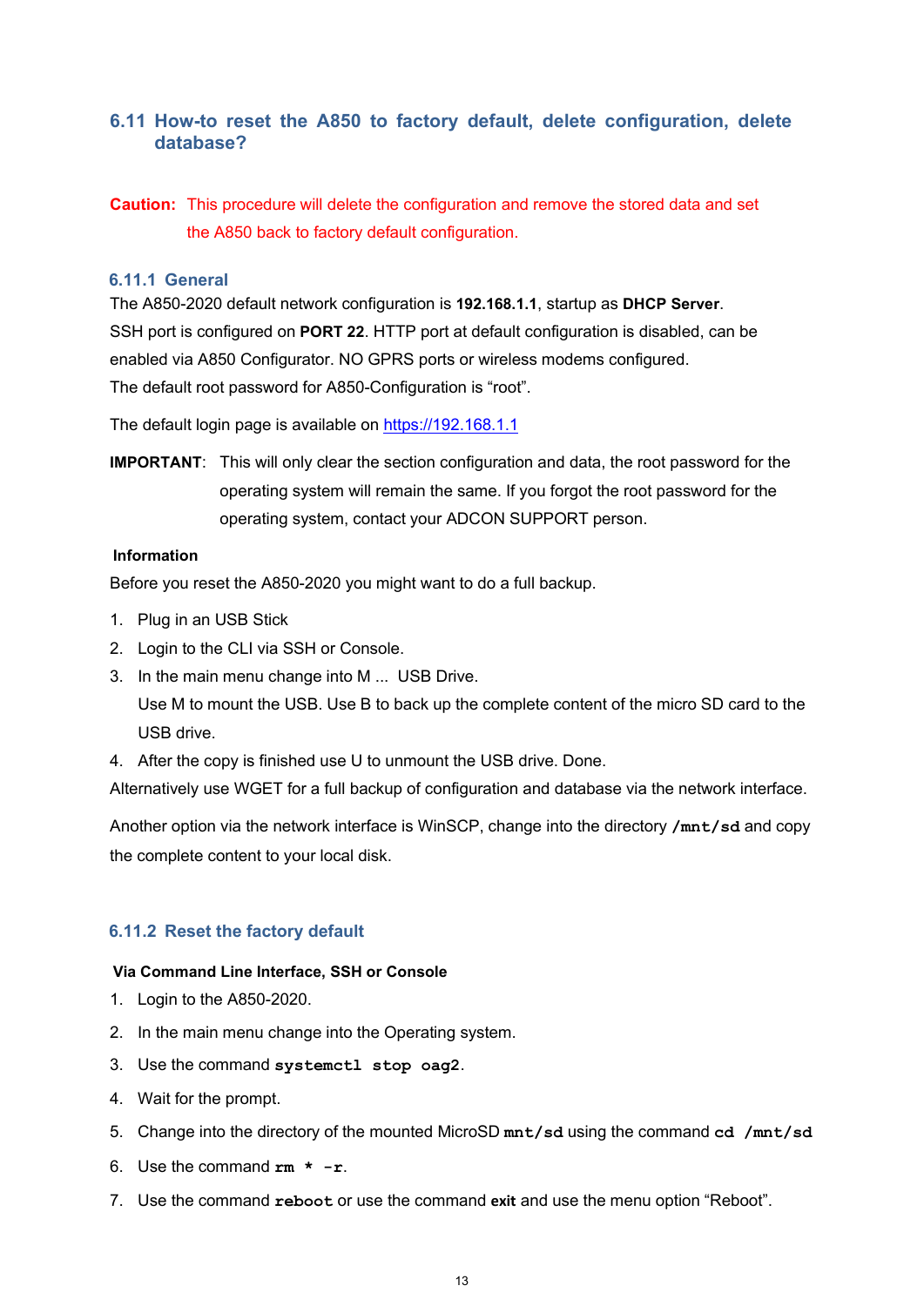## 6.11 How-to reset the A850 to factory default, delete configuration, delete database?

**Caution:** This procedure will delete the configuration and remove the stored data and set the A850 back to factory default configuration.

### 6.11.1 General

The A850-2020 default network configuration is **192.168.1.1**, startup as **DHCP Server**.
SSH port is configured on **PORT 22**. HTTP port at default configuration is disabled, can be enabled via A850 Configurator. NO GPRS ports or wireless modems configured.
The default root password for A850-Configuration is "root".

The default login page is available on https://192.168.1.1

**IMPORTANT**: This will only clear the section configuration and data, the root password for the operating system will remain the same. If you forgot the root password for the operating system, contact your ADCON SUPPORT person.

**Information**

Before you reset the A850-2020 you might want to do a full backup.

1. Plug in an USB Stick
2. Login to the CLI via SSH or Console.
3. In the main menu change into M ... USB Drive.
   Use M to mount the USB. Use B to back up the complete content of the micro SD card to the USB drive.
4. After the copy is finished use U to unmount the USB drive. Done.

Alternatively use WGET for a full backup of configuration and database via the network interface.

Another option via the network interface is WinSCP, change into the directory **`/mnt/sd`** and copy the complete content to your local disk.

### 6.11.2 Reset the factory default

**Via Command Line Interface, SSH or Console**

1. Login to the A850-2020.
2. In the main menu change into the Operating system.
3. Use the command **`systemctl stop oag2`**.
4. Wait for the prompt.
5. Change into the directory of the mounted MicroSD **`mnt/sd`** using the command **`cd /mnt/sd`**
6. Use the command **`rm * -r`**.
7. Use the command **`reboot`** or use the command **`exit`** and use the menu option "Reboot".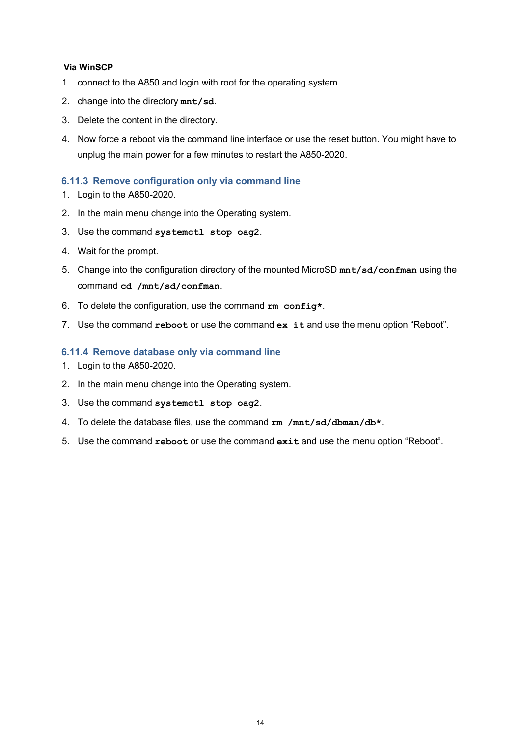**Via WinSCP**

1. connect to the A850 and login with root for the operating system.
2. change into the directory **`mnt/sd`**.
3. Delete the content in the directory.
4. Now force a reboot via the command line interface or use the reset button. You might have to unplug the main power for a few minutes to restart the A850-2020.

### 6.11.3 Remove configuration only via command line

1. Login to the A850-2020.
2. In the main menu change into the Operating system.
3. Use the command **`systemctl stop oag2`**.
4. Wait for the prompt.
5. Change into the configuration directory of the mounted MicroSD **`mnt/sd/confman`** using the command **`cd /mnt/sd/confman`**.
6. To delete the configuration, use the command **`rm config*`**.
7. Use the command **`reboot`** or use the command **`ex it`** and use the menu option “Reboot”.

### 6.11.4 Remove database only via command line

1. Login to the A850-2020.
2. In the main menu change into the Operating system.
3. Use the command **`systemctl stop oag2`**.
4. To delete the database files, use the command **`rm /mnt/sd/dbman/db*`**.
5. Use the command **`reboot`** or use the command **`exit`** and use the menu option “Reboot”.